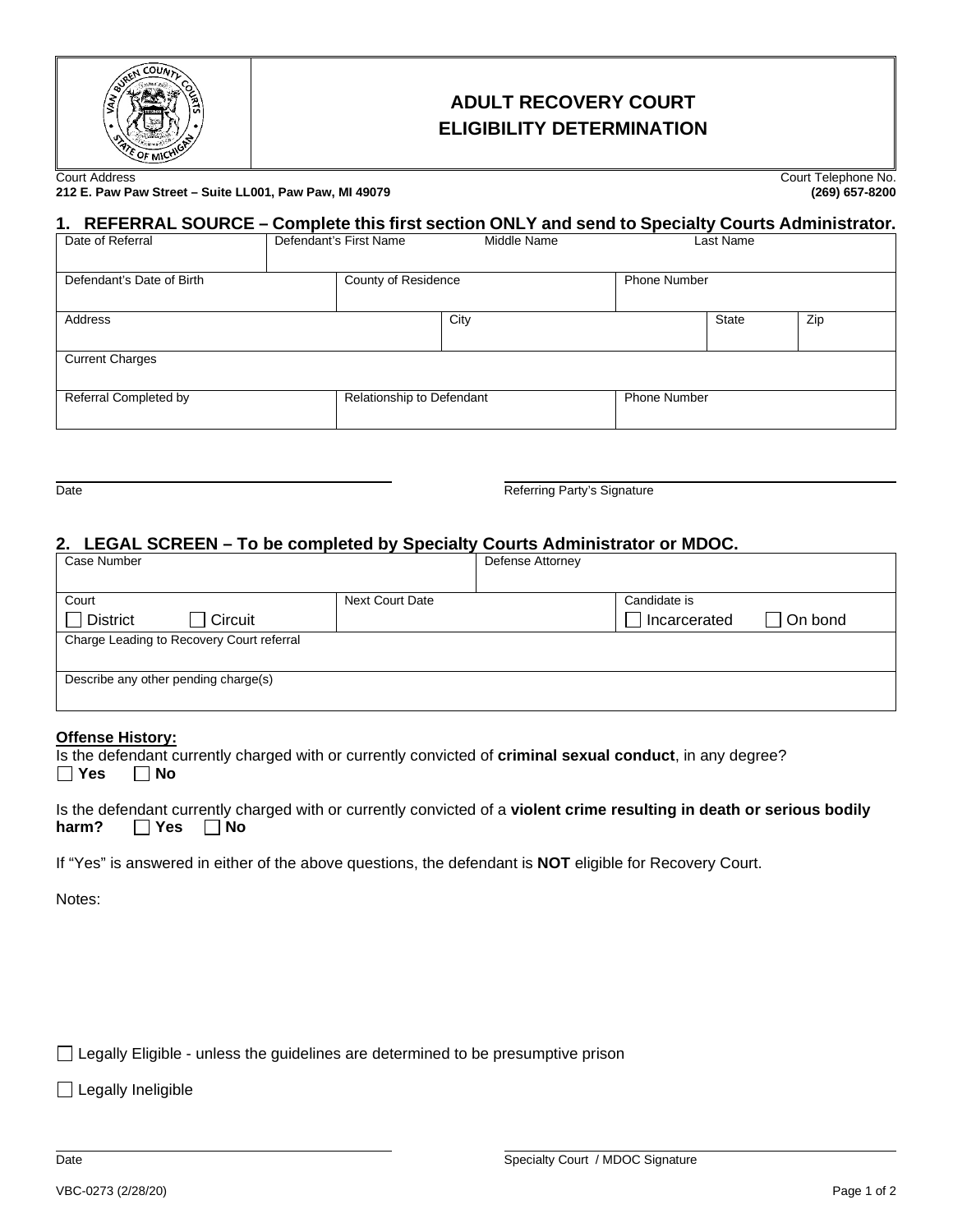# ADULT RECOVERY COURT ELIGIBILITY DETERMINATION

Court Address
**212 E. Paw Paw Street – Suite LL001, Paw Paw, MI 49079**

Court Telephone No.
**(269) 657-8200**

## 1. REFERRAL SOURCE – Complete this first section ONLY and send to Specialty Courts Administrator.

| Date of Referral | Defendant's First Name | Middle Name | Last Name |
|---|---|---|---|
| | | | |

| Defendant's Date of Birth | County of Residence | Phone Number |
|---|---|---|
| | | |

| Address | City | State | Zip |
|---|---|---|---|
| | | | |

| Current Charges |
|---|
| |

| Referral Completed by | Relationship to Defendant | Phone Number |
|---|---|---|
| | | |

Date ______________________ Referring Party's Signature ______________________

## 2. LEGAL SCREEN – To be completed by Specialty Courts Administrator or MDOC.

| Case Number | Defense Attorney |
|---|---|
| | |

| Court | Next Court Date | Candidate is |
|---|---|---|
| ☐ District ☐ Circuit | | ☐ Incarcerated ☐ On bond |

| Charge Leading to Recovery Court referral |
|---|
| |

| Describe any other pending charge(s) |
|---|
| |

**Offense History:**

Is the defendant currently charged with or currently convicted of **criminal sexual conduct**, in any degree?
☐ **Yes** ☐ **No**

Is the defendant currently charged with or currently convicted of a **violent crime resulting in death or serious bodily harm?** ☐ **Yes** ☐ **No**

If "Yes" is answered in either of the above questions, the defendant is **NOT** eligible for Recovery Court.

Notes:

☐ Legally Eligible - unless the guidelines are determined to be presumptive prison

☐ Legally Ineligible

Date ______________________ Specialty Court / MDOC Signature ______________________

VBC-0273 (2/28/20)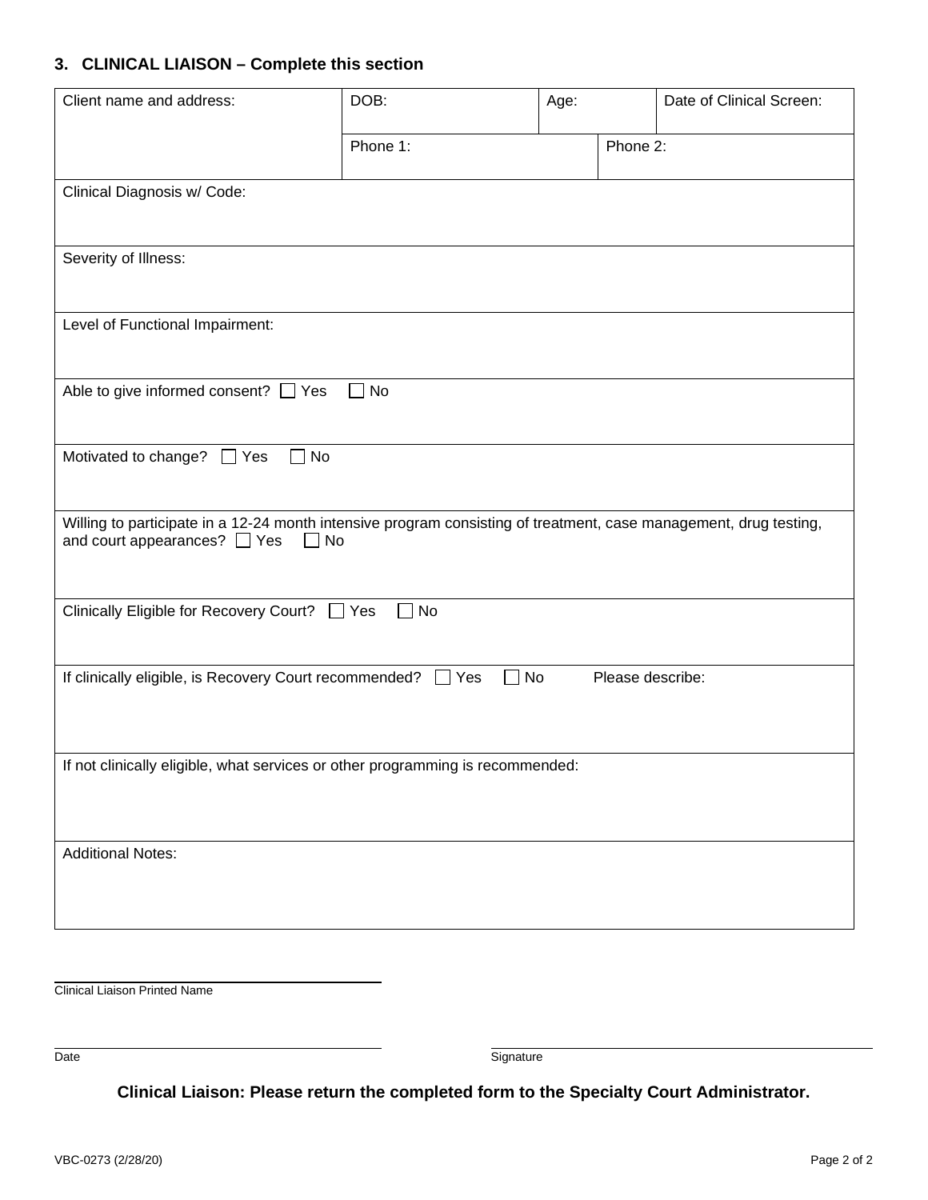### 3. CLINICAL LIAISON – Complete this section

| | | | |
|---|---|---|---|
| Client name and address: | DOB: | Age: | Date of Clinical Screen: |
| | Phone 1: | | Phone 2: |

Clinical Diagnosis w/ Code:

Severity of Illness:

Level of Functional Impairment:

Able to give informed consent? ☐ Yes ☐ No

Motivated to change? ☐ Yes ☐ No

Willing to participate in a 12-24 month intensive program consisting of treatment, case management, drug testing, and court appearances? ☐ Yes ☐ No

Clinically Eligible for Recovery Court? ☐ Yes ☐ No

If clinically eligible, is Recovery Court recommended? ☐ Yes ☐ No Please describe:

If not clinically eligible, what services or other programming is recommended:

Additional Notes:

_______________________________
Clinical Liaison Printed Name

_______________________________ _______________________________
Date Signature

**Clinical Liaison: Please return the completed form to the Specialty Court Administrator.**

VBC-0273 (2/28/20)